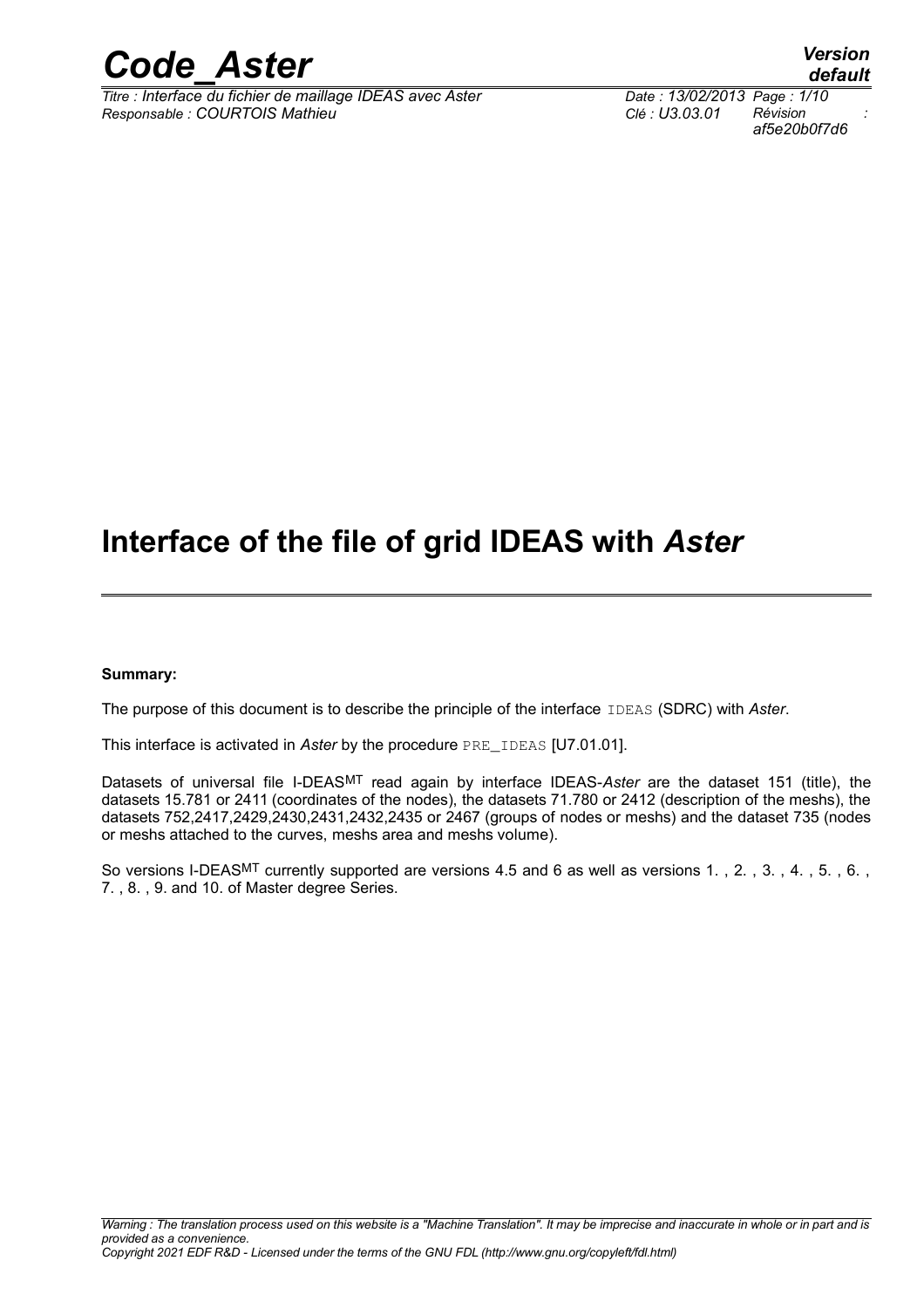# Interface of the file of grid IDEAS with *Aster*

**Summary:**

The purpose of this document is to describe the principle of the interface `IDEAS` (SDRC) with *Aster*.

This interface is activated in *Aster* by the procedure `PRE_IDEAS` [U7.01.01].

Datasets of universal file I-DEAS$^{MT}$ read again by interface IDEAS-*Aster* are the dataset 151 (title), the datasets 15.781 or 2411 (coordinates of the nodes), the datasets 71.780 or 2412 (description of the meshs), the datasets 752,2417,2429,2430,2431,2432,2435 or 2467 (groups of nodes or meshs) and the dataset 735 (nodes or meshs attached to the curves, meshs area and meshs volume).

So versions I-DEAS$^{MT}$ currently supported are versions 4.5 and 6 as well as versions 1. , 2. , 3. , 4. , 5. , 6. , 7. , 8. , 9. and 10. of Master degree Series.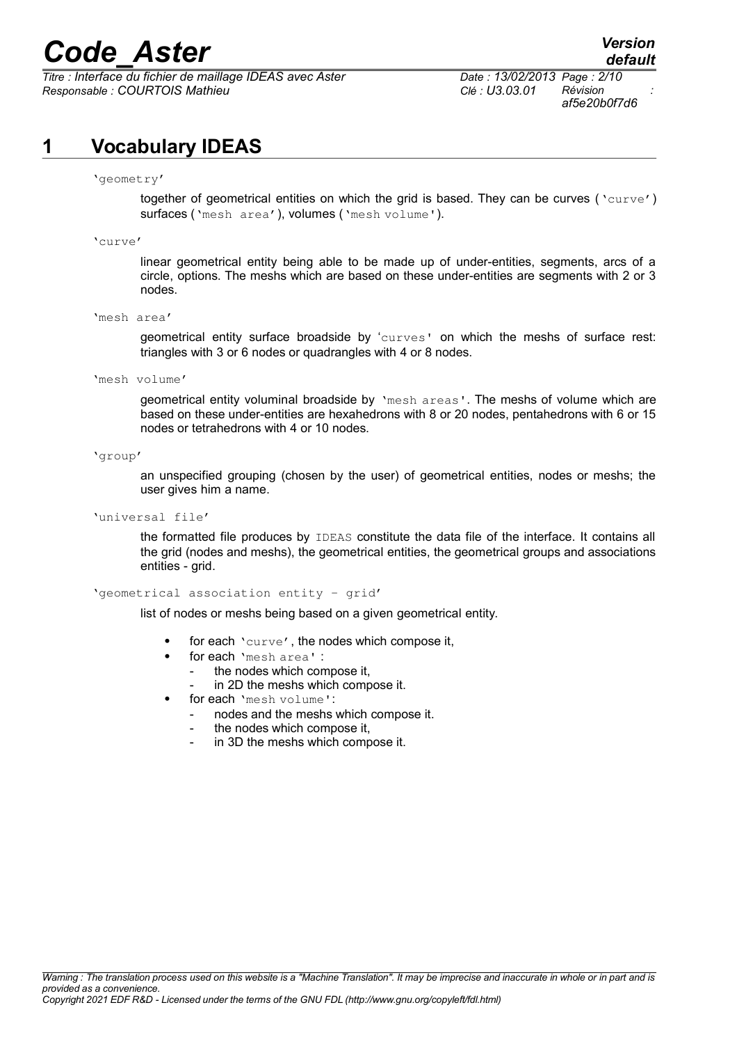# 1 Vocabulary IDEAS

`'geometry'`

together of geometrical entities on which the grid is based. They can be curves (`'curve'`) surfaces (`'mesh area'`), volumes (`'mesh volume'`).

`'curve'`

linear geometrical entity being able to be made up of under-entities, segments, arcs of a circle, options. The meshs which are based on these under-entities are segments with 2 or 3 nodes.

`'mesh area'`

geometrical entity surface broadside by `'curves'` on which the meshs of surface rest: triangles with 3 or 6 nodes or quadrangles with 4 or 8 nodes.

`'mesh volume'`

geometrical entity voluminal broadside by `'mesh areas'`. The meshs of volume which are based on these under-entities are hexahedrons with 8 or 20 nodes, pentahedrons with 6 or 15 nodes or tetrahedrons with 4 or 10 nodes.

`'group'`

an unspecified grouping (chosen by the user) of geometrical entities, nodes or meshs; the user gives him a name.

`'universal file'`

the formatted file produces by `IDEAS` constitute the data file of the interface. It contains all the grid (nodes and meshs), the geometrical entities, the geometrical groups and associations entities - grid.

`'geometrical association entity – grid'`

list of nodes or meshs being based on a given geometrical entity.

- for each `'curve'`, the nodes which compose it,
- for each `'mesh area'` :
  - the nodes which compose it,
  - in 2D the meshs which compose it.
- for each `'mesh volume'`:
  - nodes and the meshs which compose it.
  - the nodes which compose it,
  - in 3D the meshs which compose it.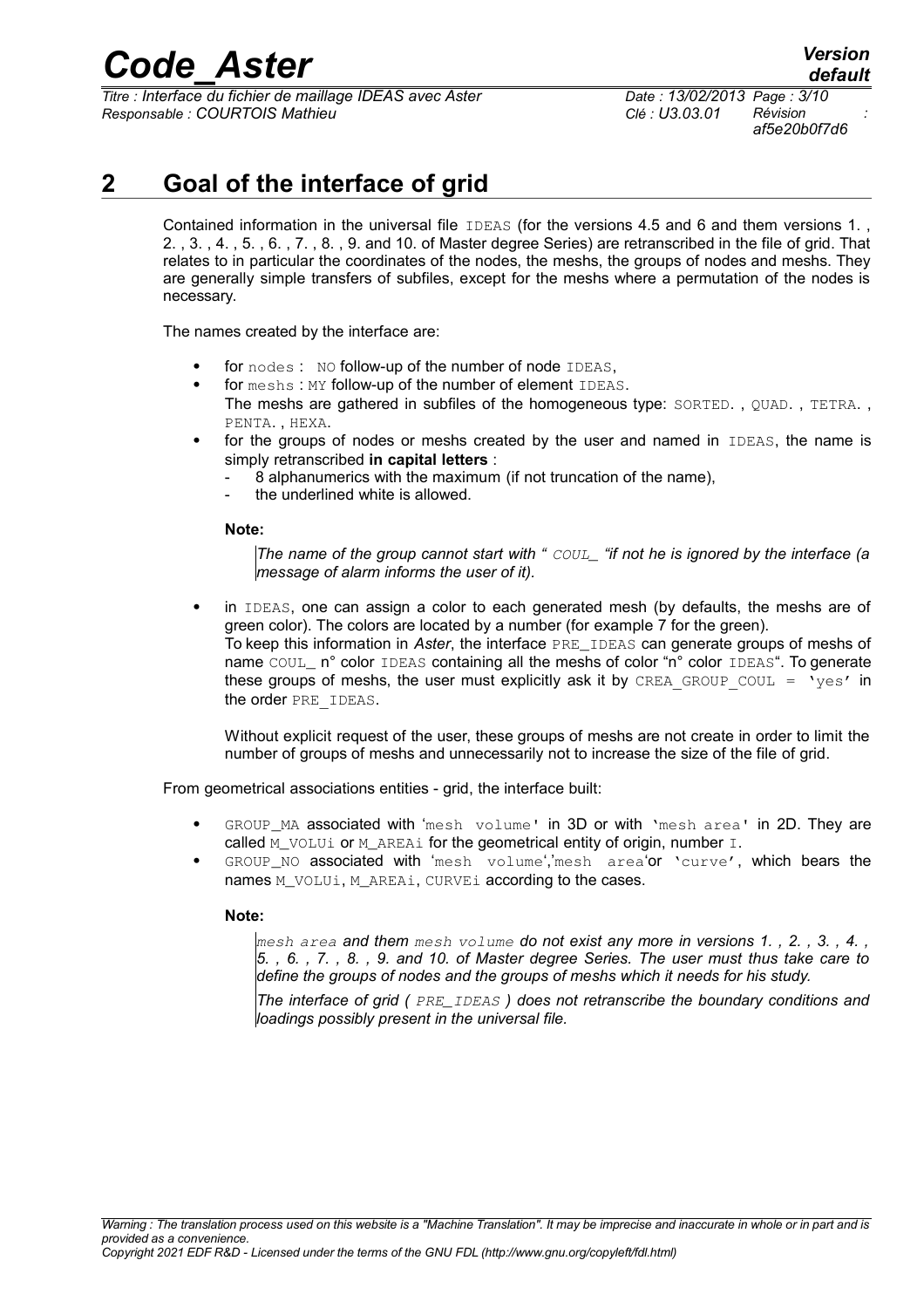# 2 Goal of the interface of grid

Contained information in the universal file IDEAS (for the versions 4.5 and 6 and them versions 1. , 2. , 3. , 4. , 5. , 6. , 7. , 8. , 9. and 10. of Master degree Series) are retranscribed in the file of grid. That relates to in particular the coordinates of the nodes, the meshs, the groups of nodes and meshs. They are generally simple transfers of subfiles, except for the meshs where a permutation of the nodes is necessary.

The names created by the interface are:

- for nodes : NO follow-up of the number of node IDEAS,
- for meshs : MY follow-up of the number of element IDEAS.
  The meshs are gathered in subfiles of the homogeneous type: SORTED. , QUAD. , TETRA. , PENTA. , HEXA.
- for the groups of nodes or meshs created by the user and named in IDEAS, the name is simply retranscribed **in capital letters** :
  - 8 alphanumerics with the maximum (if not truncation of the name),
  - the underlined white is allowed.

  **Note:**

  > *The name of the group cannot start with " COUL_ "if not he is ignored by the interface (a message of alarm informs the user of it).*

- in IDEAS, one can assign a color to each generated mesh (by defaults, the meshs are of green color). The colors are located by a number (for example 7 for the green).
  To keep this information in *Aster*, the interface PRE_IDEAS can generate groups of meshs of name COUL_ n° color IDEAS containing all the meshs of color "n° color IDEAS". To generate these groups of meshs, the user must explicitly ask it by CREA_GROUP_COUL = 'yes' in the order PRE_IDEAS.

  Without explicit request of the user, these groups of meshs are not create in order to limit the number of groups of meshs and unnecessarily not to increase the size of the file of grid.

From geometrical associations entities - grid, the interface built:

- GROUP_MA associated with 'mesh volume' in 3D or with 'mesh area' in 2D. They are called M_VOLUi or M_AREAi for the geometrical entity of origin, number I.
- GROUP_NO associated with 'mesh volume','mesh area'or 'curve', which bears the names M_VOLUi, M_AREAi, CURVEi according to the cases.

**Note:**

> *mesh area and them mesh volume do not exist any more in versions 1. , 2. , 3. , 4. , 5. , 6. , 7. , 8. , 9. and 10. of Master degree Series. The user must thus take care to define the groups of nodes and the groups of meshs which it needs for his study.*
>
> *The interface of grid ( PRE_IDEAS ) does not retranscribe the boundary conditions and loadings possibly present in the universal file.*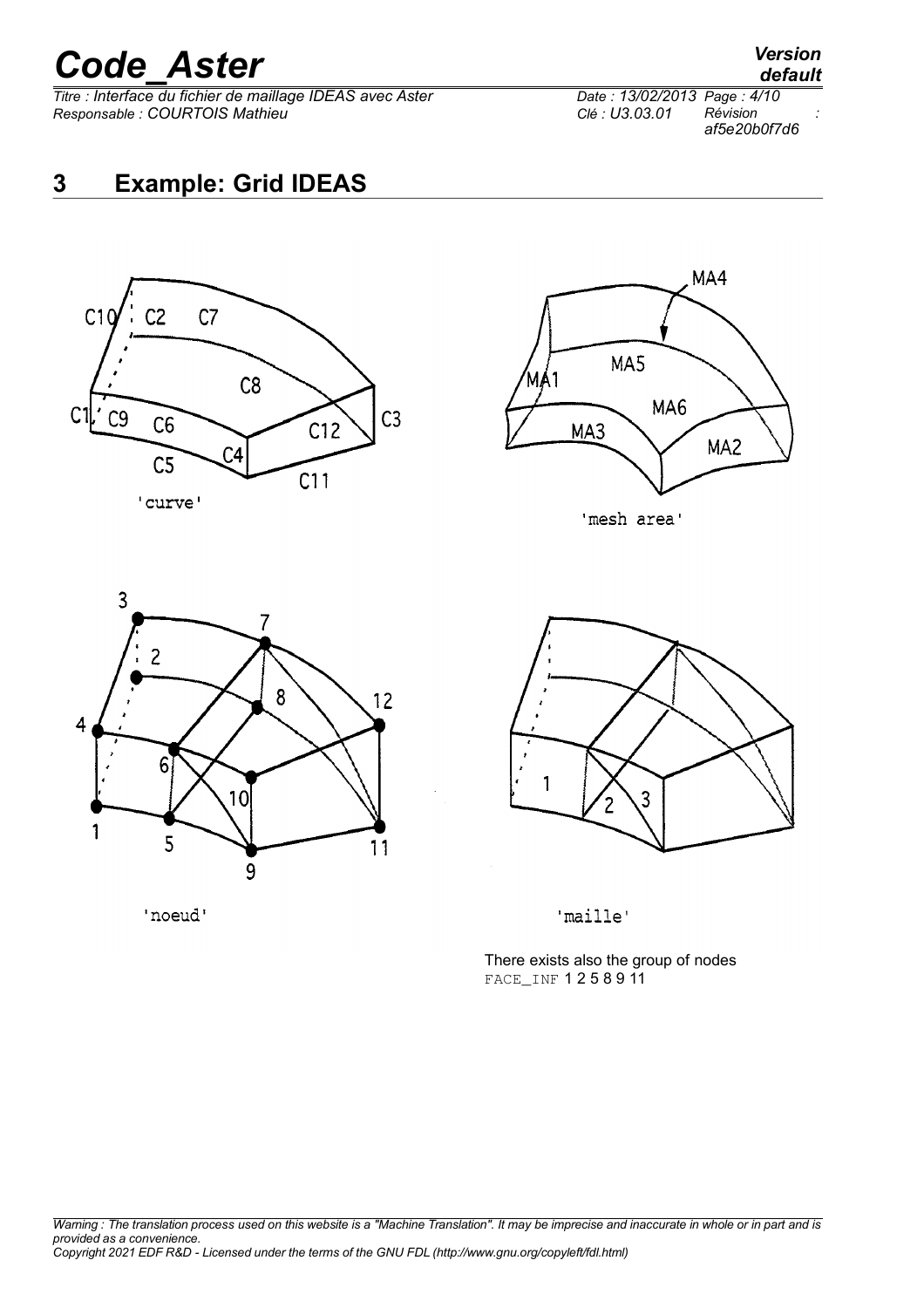# 3 Example: Grid IDEAS

'curve'

'mesh area'

'noeud'

'maille'

There exists also the group of nodes FACE_INF 1 2 5 8 9 11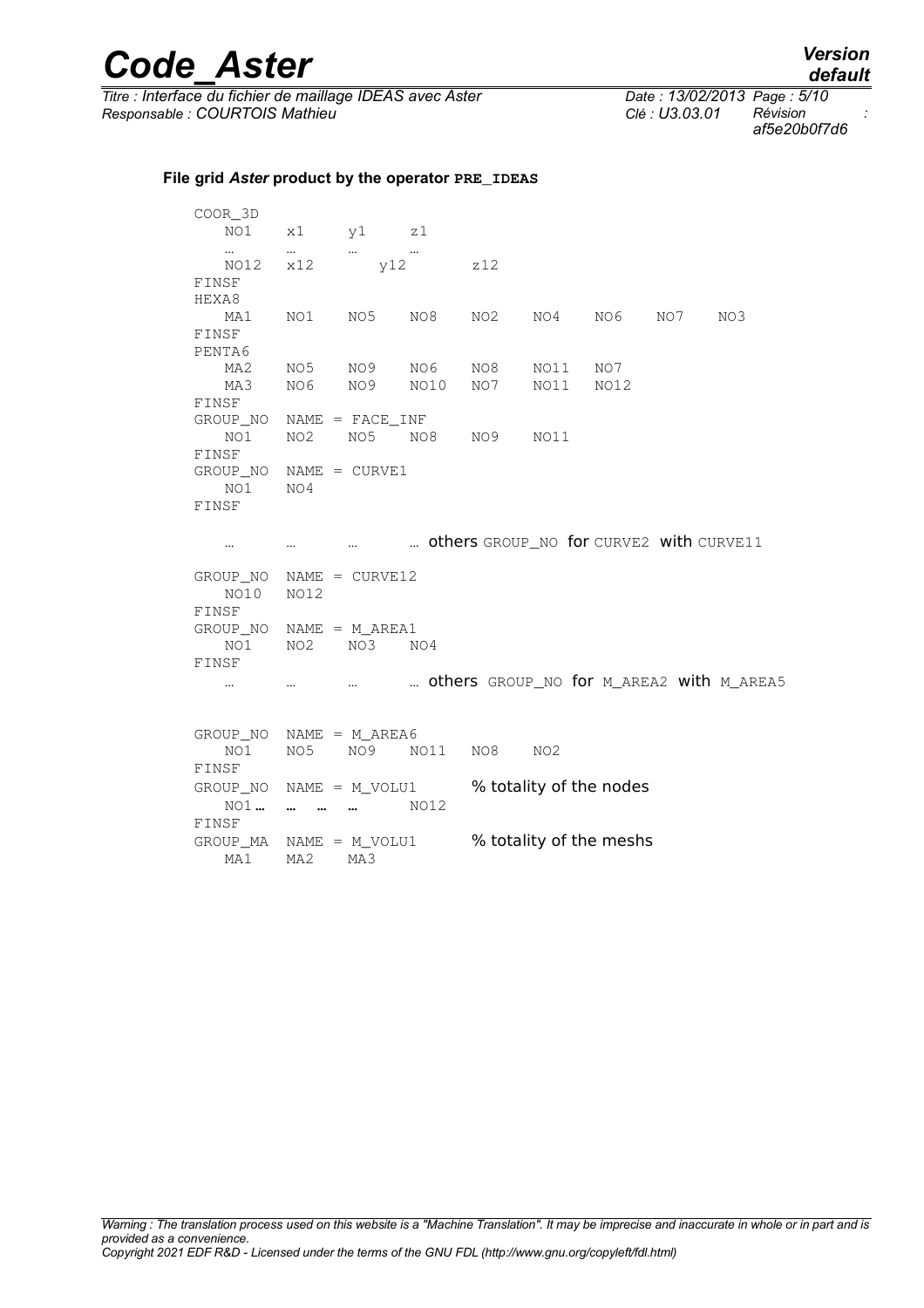**File grid *Aster* product by the operator PRE_IDEAS**

```
COOR_3D
   NO1    x1     y1     z1
   …      …      …      …
   NO12   x12       y12        z12
FINSF
HEXA8
   MA1    NO1    NO5    NO8    NO2    NO4    NO6    NO7    NO3
FINSF
PENTA6
   MA2    NO5    NO9    NO6    NO8    NO11   NO7
   MA3    NO6    NO9    NO10   NO7    NO11   NO12
FINSF
GROUP_NO  NAME = FACE_INF
   NO1    NO2    NO5    NO8    NO9    NO11
FINSF
GROUP_NO  NAME = CURVE1
   NO1    NO4
FINSF

   …      …      …      … others GROUP_NO for CURVE2 with CURVE11

GROUP_NO  NAME = CURVE12
   NO10   NO12
FINSF
GROUP_NO  NAME = M_AREA1
   NO1    NO2    NO3    NO4
FINSF
   …      …      …      … others GROUP_NO for M_AREA2 with M_AREA5


GROUP_NO  NAME = M_AREA6
   NO1    NO5    NO9    NO11   NO8    NO2
FINSF
GROUP_NO  NAME = M_VOLU1       % totality of the nodes
   NO1 …  …  …   …      NO12
FINSF
GROUP_MA  NAME = M_VOLU1       % totality of the meshs
   MA1    MA2    MA3
```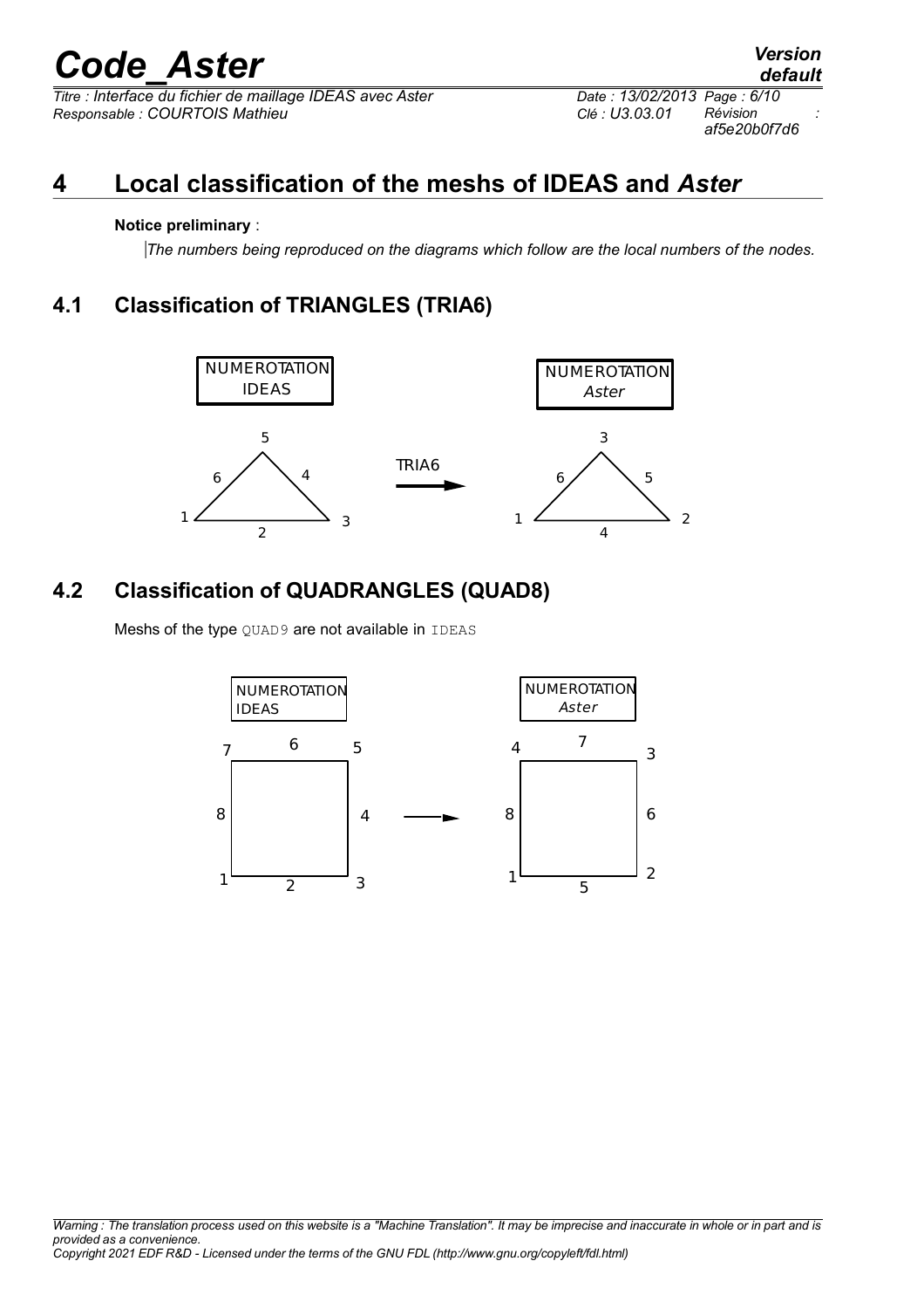# 4 Local classification of the meshs of IDEAS and *Aster*

**Notice preliminary** :

*The numbers being reproduced on the diagrams which follow are the local numbers of the nodes.*

## 4.1 Classification of TRIANGLES (TRIA6)

NUMEROTATION IDEAS

NUMEROTATION *Aster*

TRIA6

## 4.2 Classification of QUADRANGLES (QUAD8)

Meshs of the type `QUAD9` are not available in `IDEAS`

NUMEROTATION IDEAS

NUMEROTATION *Aster*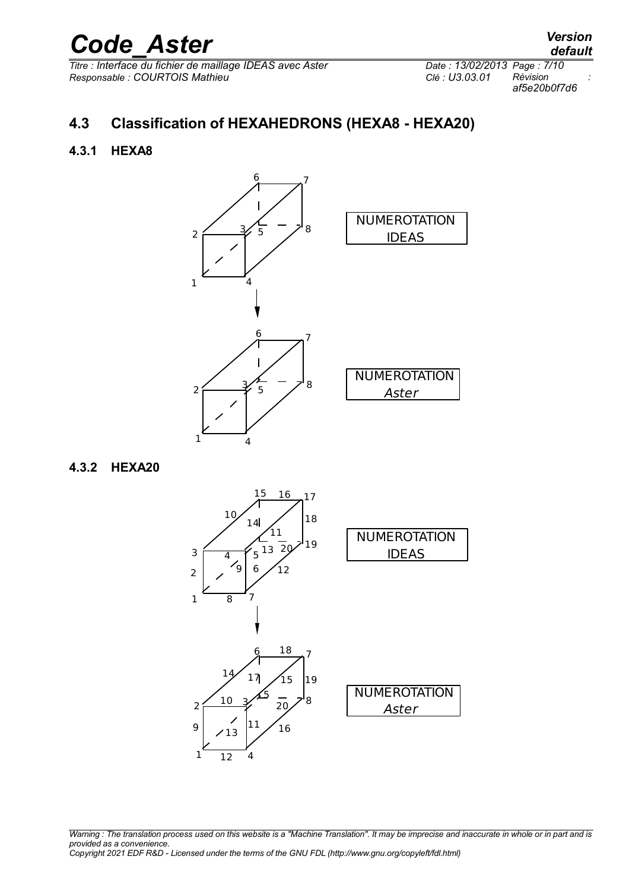## 4.3 Classification of HEXAHEDRONS (HEXA8 - HEXA20)

### 4.3.1 HEXA8

NUMEROTATION IDEAS

NUMEROTATION Aster

### 4.3.2 HEXA20

NUMEROTATION IDEAS

NUMEROTATION Aster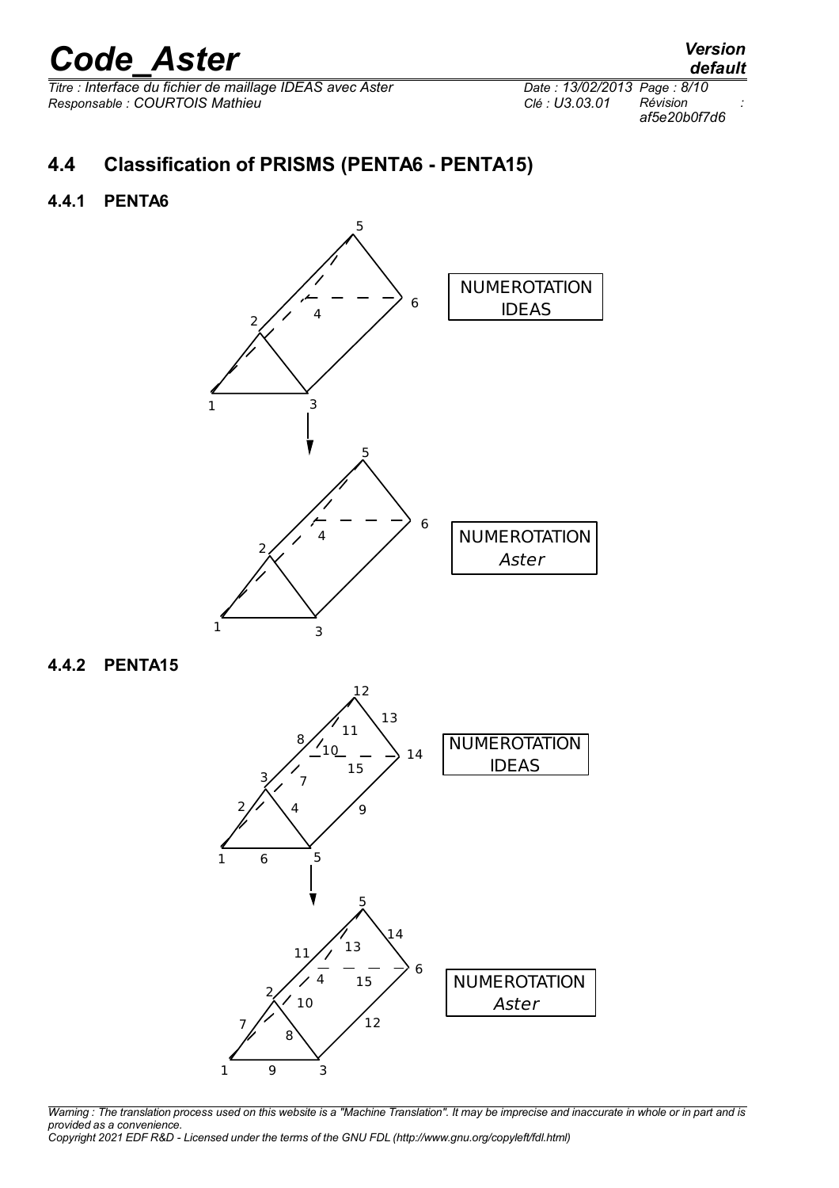## 4.4 Classification of PRISMS (PENTA6 - PENTA15)

### 4.4.1 PENTA6

NUMEROTATION IDEAS

NUMEROTATION *Aster*

### 4.4.2 PENTA15

NUMEROTATION IDEAS

NUMEROTATION *Aster*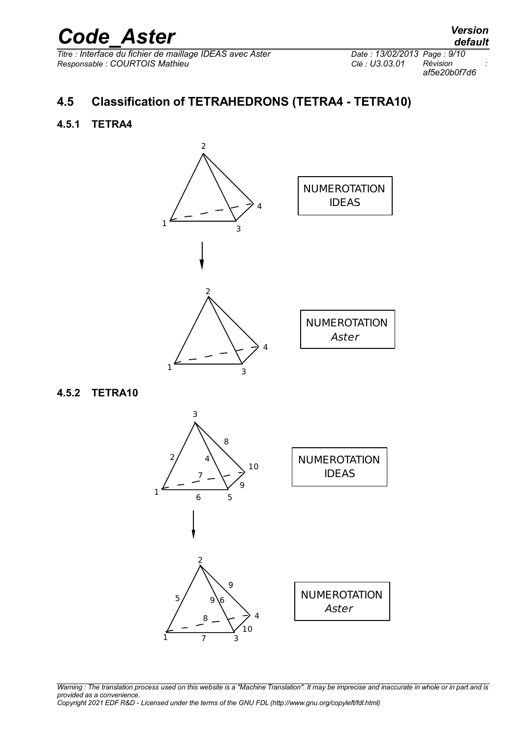## 4.5 Classification of TETRAHEDRONS (TETRA4 - TETRA10)

### 4.5.1 TETRA4

NUMEROTATION IDEAS

NUMEROTATION *Aster*

### 4.5.2 TETRA10

NUMEROTATION IDEAS

NUMEROTATION *Aster*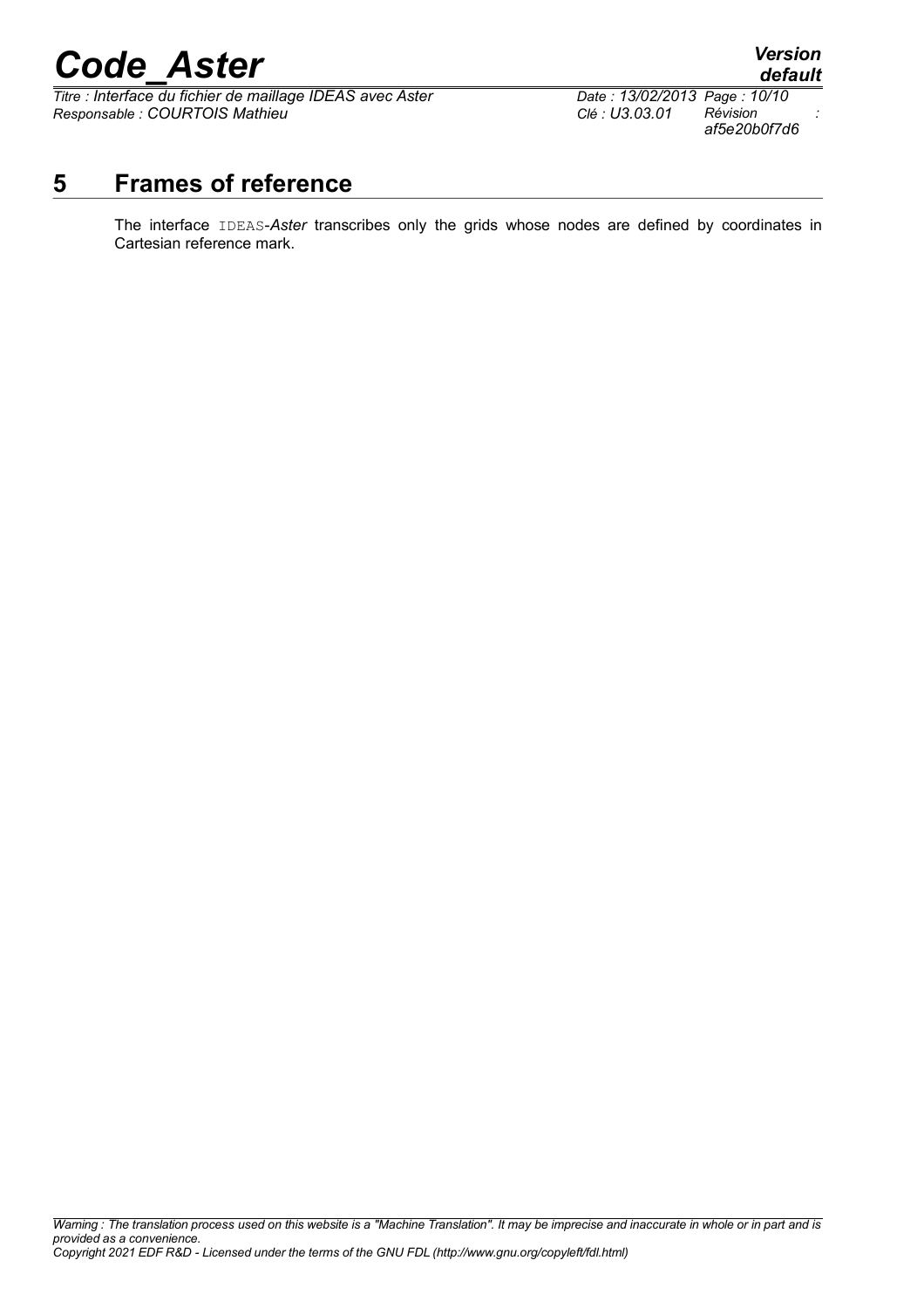# 5 Frames of reference

The interface IDEAS-*Aster* transcribes only the grids whose nodes are defined by coordinates in Cartesian reference mark.